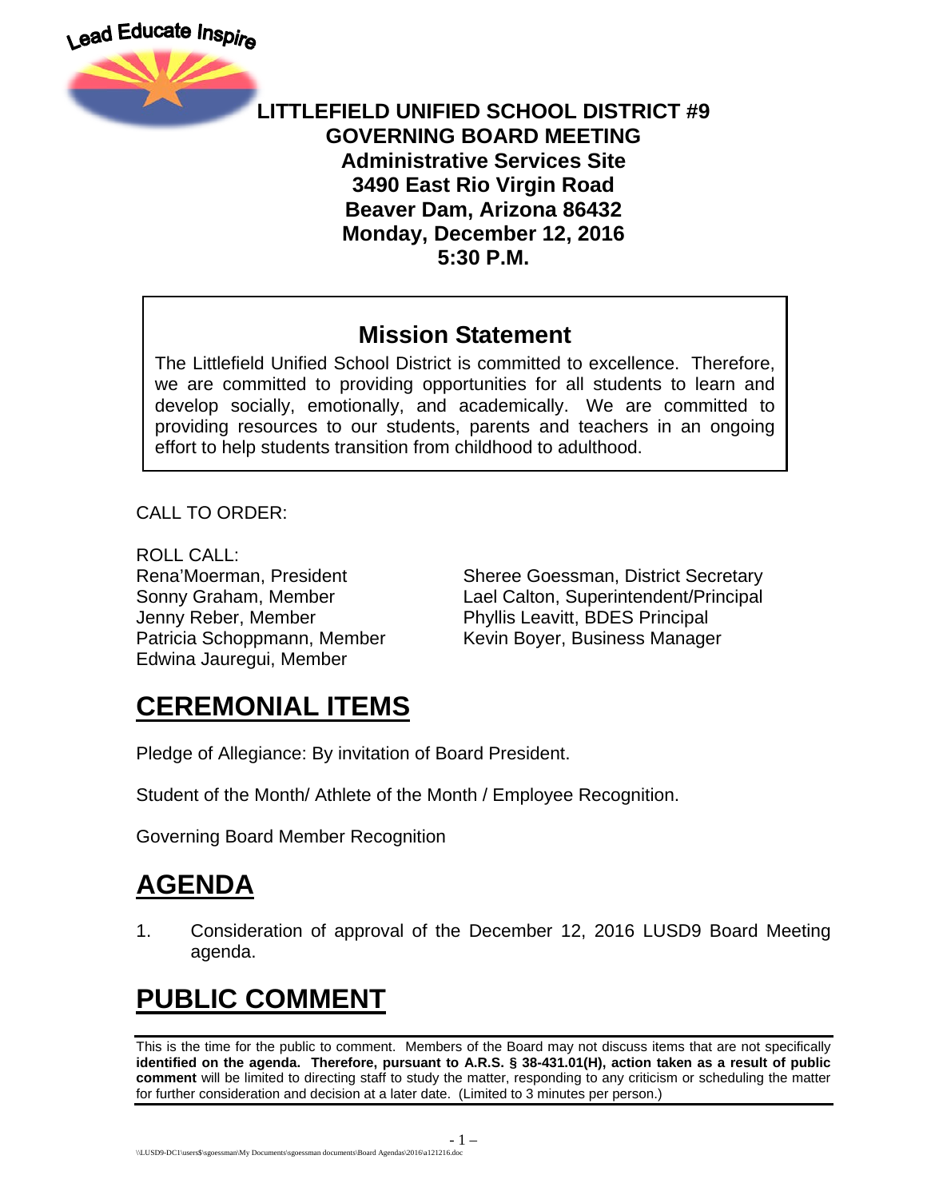Lead Educate Inspire

# LITTLEFIELD UNIFIED SCHOOL DISTRICT #9
## GOVERNING BOARD MEETING
**Administrative Services Site**
**3490 East Rio Virgin Road**
**Beaver Dam, Arizona 86432**
**Monday, December 12, 2016**
**5:30 P.M.**

### Mission Statement

The Littlefield Unified School District is committed to excellence. Therefore, we are committed to providing opportunities for all students to learn and develop socially, emotionally, and academically. We are committed to providing resources to our students, parents and teachers in an ongoing effort to help students transition from childhood to adulthood.

CALL TO ORDER:

ROLL CALL:

Rena'Moerman, President
Sonny Graham, Member
Jenny Reber, Member
Patricia Schoppmann, Member
Edwina Jauregui, Member

Sheree Goessman, District Secretary
Lael Calton, Superintendent/Principal
Phyllis Leavitt, BDES Principal
Kevin Boyer, Business Manager

# CEREMONIAL ITEMS

Pledge of Allegiance: By invitation of Board President.

Student of the Month/ Athlete of the Month / Employee Recognition.

Governing Board Member Recognition

# AGENDA

1. Consideration of approval of the December 12, 2016 LUSD9 Board Meeting agenda.

# PUBLIC COMMENT

This is the time for the public to comment. Members of the Board may not discuss items that are not specifically **identified on the agenda. Therefore, pursuant to A.R.S. § 38-431.01(H), action taken as a result of public comment** will be limited to directing staff to study the matter, responding to any criticism or scheduling the matter for further consideration and decision at a later date. (Limited to 3 minutes per person.)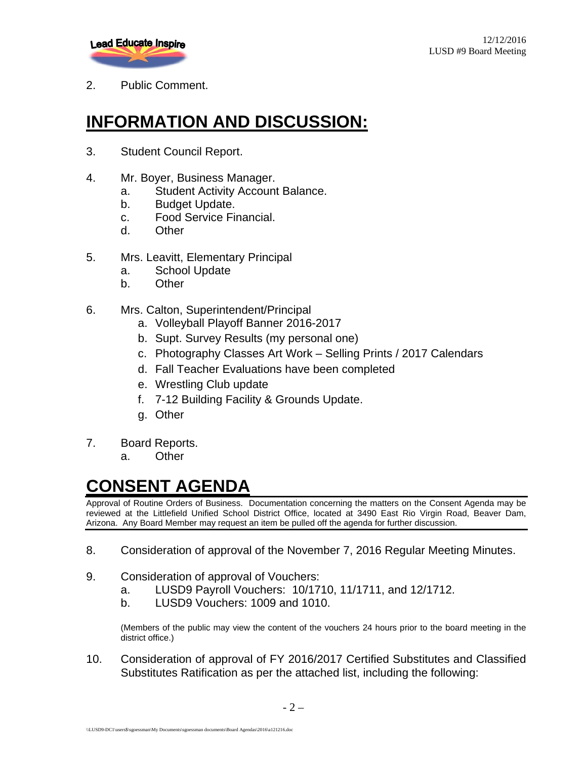2. Public Comment.

# INFORMATION AND DISCUSSION:

3. Student Council Report.

4. Mr. Boyer, Business Manager.
   a. Student Activity Account Balance.
   b. Budget Update.
   c. Food Service Financial.
   d. Other

5. Mrs. Leavitt, Elementary Principal
   a. School Update
   b. Other

6. Mrs. Calton, Superintendent/Principal
   a. Volleyball Playoff Banner 2016-2017
   b. Supt. Survey Results (my personal one)
   c. Photography Classes Art Work – Selling Prints / 2017 Calendars
   d. Fall Teacher Evaluations have been completed
   e. Wrestling Club update
   f. 7-12 Building Facility & Grounds Update.
   g. Other

7. Board Reports.
   a. Other

# CONSENT AGENDA

Approval of Routine Orders of Business. Documentation concerning the matters on the Consent Agenda may be reviewed at the Littlefield Unified School District Office, located at 3490 East Rio Virgin Road, Beaver Dam, Arizona. Any Board Member may request an item be pulled off the agenda for further discussion.

8. Consideration of approval of the November 7, 2016 Regular Meeting Minutes.

9. Consideration of approval of Vouchers:
   a. LUSD9 Payroll Vouchers: 10/1710, 11/1711, and 12/1712.
   b. LUSD9 Vouchers: 1009 and 1010.

   (Members of the public may view the content of the vouchers 24 hours prior to the board meeting in the district office.)

10. Consideration of approval of FY 2016/2017 Certified Substitutes and Classified Substitutes Ratification as per the attached list, including the following: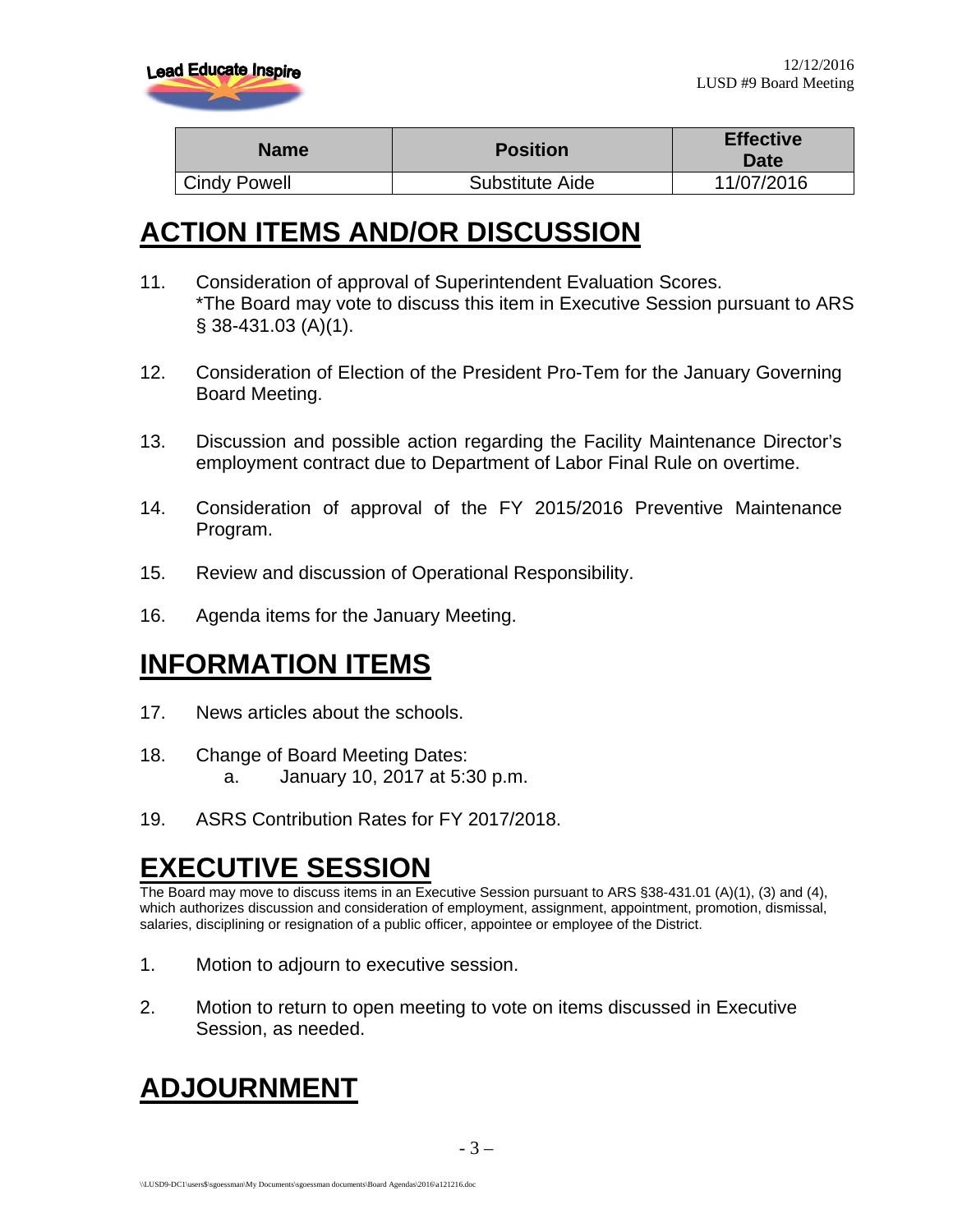| Name | Position | Effective Date |
| --- | --- | --- |
| Cindy Powell | Substitute Aide | 11/07/2016 |

# ACTION ITEMS AND/OR DISCUSSION

11. Consideration of approval of Superintendent Evaluation Scores.
    *The Board may vote to discuss this item in Executive Session pursuant to ARS § 38-431.03 (A)(1).

12. Consideration of Election of the President Pro-Tem for the January Governing Board Meeting.

13. Discussion and possible action regarding the Facility Maintenance Director's employment contract due to Department of Labor Final Rule on overtime.

14. Consideration of approval of the FY 2015/2016 Preventive Maintenance Program.

15. Review and discussion of Operational Responsibility.

16. Agenda items for the January Meeting.

# INFORMATION ITEMS

17. News articles about the schools.

18. Change of Board Meeting Dates:
    a. January 10, 2017 at 5:30 p.m.

19. ASRS Contribution Rates for FY 2017/2018.

# EXECUTIVE SESSION

The Board may move to discuss items in an Executive Session pursuant to ARS §38-431.01 (A)(1), (3) and (4), which authorizes discussion and consideration of employment, assignment, appointment, promotion, dismissal, salaries, disciplining or resignation of a public officer, appointee or employee of the District.

1. Motion to adjourn to executive session.

2. Motion to return to open meeting to vote on items discussed in Executive Session, as needed.

# ADJOURNMENT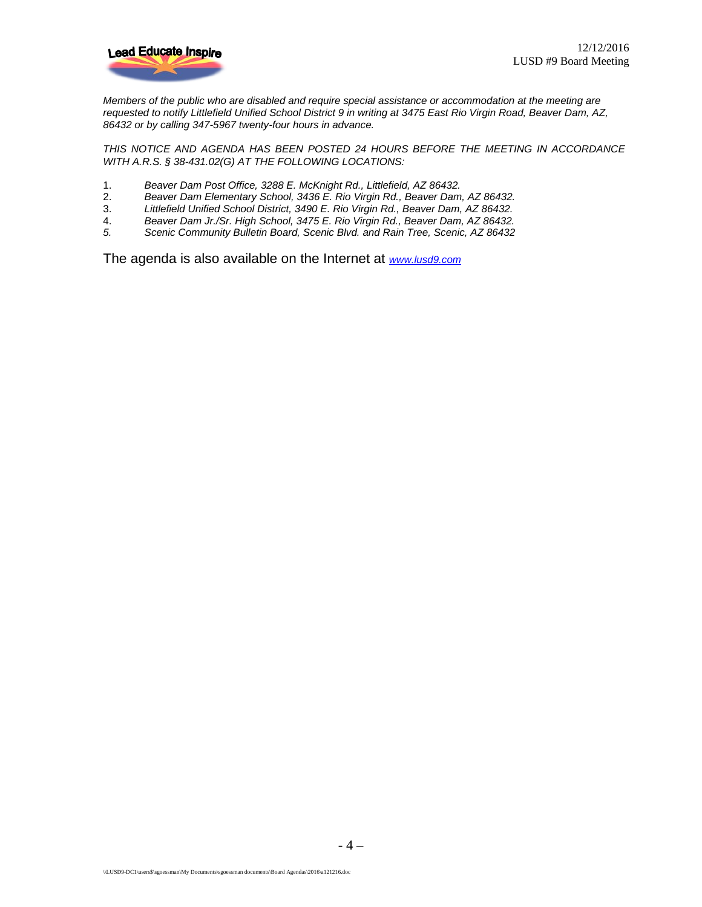*Members of the public who are disabled and require special assistance or accommodation at the meeting are requested to notify Littlefield Unified School District 9 in writing at 3475 East Rio Virgin Road, Beaver Dam, AZ, 86432 or by calling 347-5967 twenty-four hours in advance.*

*THIS NOTICE AND AGENDA HAS BEEN POSTED 24 HOURS BEFORE THE MEETING IN ACCORDANCE WITH A.R.S. § 38-431.02(G) AT THE FOLLOWING LOCATIONS:*

1. *Beaver Dam Post Office, 3288 E. McKnight Rd., Littlefield, AZ 86432.*
2. *Beaver Dam Elementary School, 3436 E. Rio Virgin Rd., Beaver Dam, AZ 86432.*
3. *Littlefield Unified School District, 3490 E. Rio Virgin Rd., Beaver Dam, AZ 86432.*
4. *Beaver Dam Jr./Sr. High School, 3475 E. Rio Virgin Rd., Beaver Dam, AZ 86432.*
5. *Scenic Community Bulletin Board, Scenic Blvd. and Rain Tree, Scenic, AZ 86432*

The agenda is also available on the Internet at *www.lusd9.com*